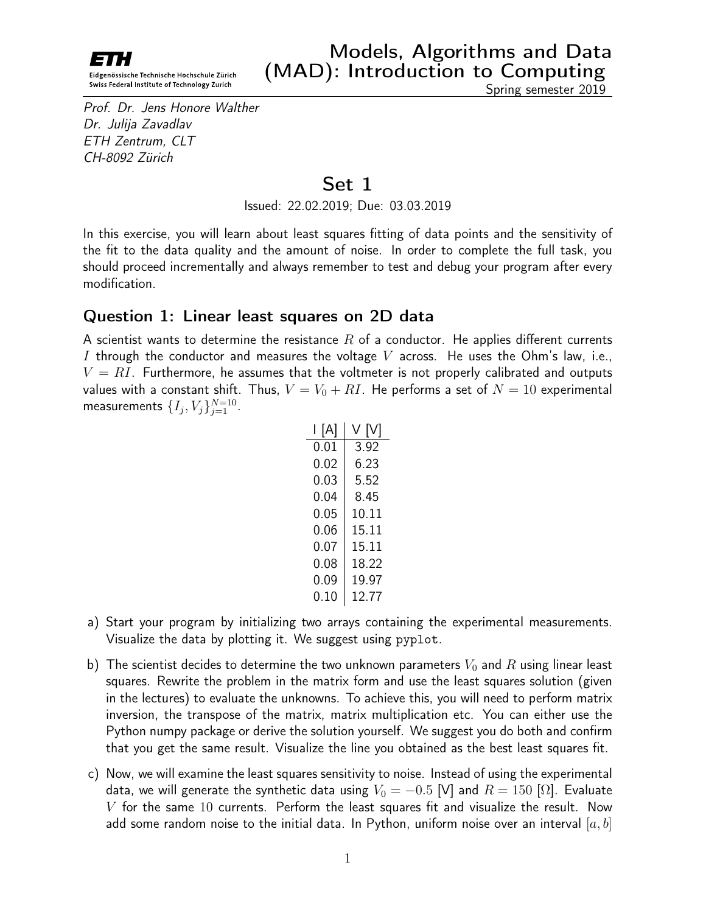# Models, Algorithms and Data (MAD): Introduction to Computing

Spring semester 2019

*Prof. Dr. Jens Honore Walther*
*Dr. Julija Zavadlav*
*ETH Zentrum, CLT*
*CH-8092 Zürich*

## Set 1

Issued: 22.02.2019; Due: 03.03.2019

In this exercise, you will learn about least squares fitting of data points and the sensitivity of the fit to the data quality and the amount of noise. In order to complete the full task, you should proceed incrementally and always remember to test and debug your program after every modification.

### Question 1: Linear least squares on 2D data

A scientist wants to determine the resistance $R$ of a conductor. He applies different currents $I$ through the conductor and measures the voltage $V$ across. He uses the Ohm's law, i.e., $V = RI$. Furthermore, he assumes that the voltmeter is not properly calibrated and outputs values with a constant shift. Thus, $V = V_0 + RI$. He performs a set of $N = 10$ experimental measurements $\{I_j, V_j\}_{j=1}^{N=10}$.

| I [A] | V [V] |
|---|---|
| 0.01 | 3.92 |
| 0.02 | 6.23 |
| 0.03 | 5.52 |
| 0.04 | 8.45 |
| 0.05 | 10.11 |
| 0.06 | 15.11 |
| 0.07 | 15.11 |
| 0.08 | 18.22 |
| 0.09 | 19.97 |
| 0.10 | 12.77 |

a) Start your program by initializing two arrays containing the experimental measurements. Visualize the data by plotting it. We suggest using `pyplot`.

b) The scientist decides to determine the two unknown parameters $V_0$ and $R$ using linear least squares. Rewrite the problem in the matrix form and use the least squares solution (given in the lectures) to evaluate the unknowns. To achieve this, you will need to perform matrix inversion, the transpose of the matrix, matrix multiplication etc. You can either use the Python numpy package or derive the solution yourself. We suggest you do both and confirm that you get the same result. Visualize the line you obtained as the best least squares fit.

c) Now, we will examine the least squares sensitivity to noise. Instead of using the experimental data, we will generate the synthetic data using $V_0 = -0.5$ [V] and $R = 150$ [$\Omega$]. Evaluate $V$ for the same $10$ currents. Perform the least squares fit and visualize the result. Now add some random noise to the initial data. In Python, uniform noise over an interval $[a, b]$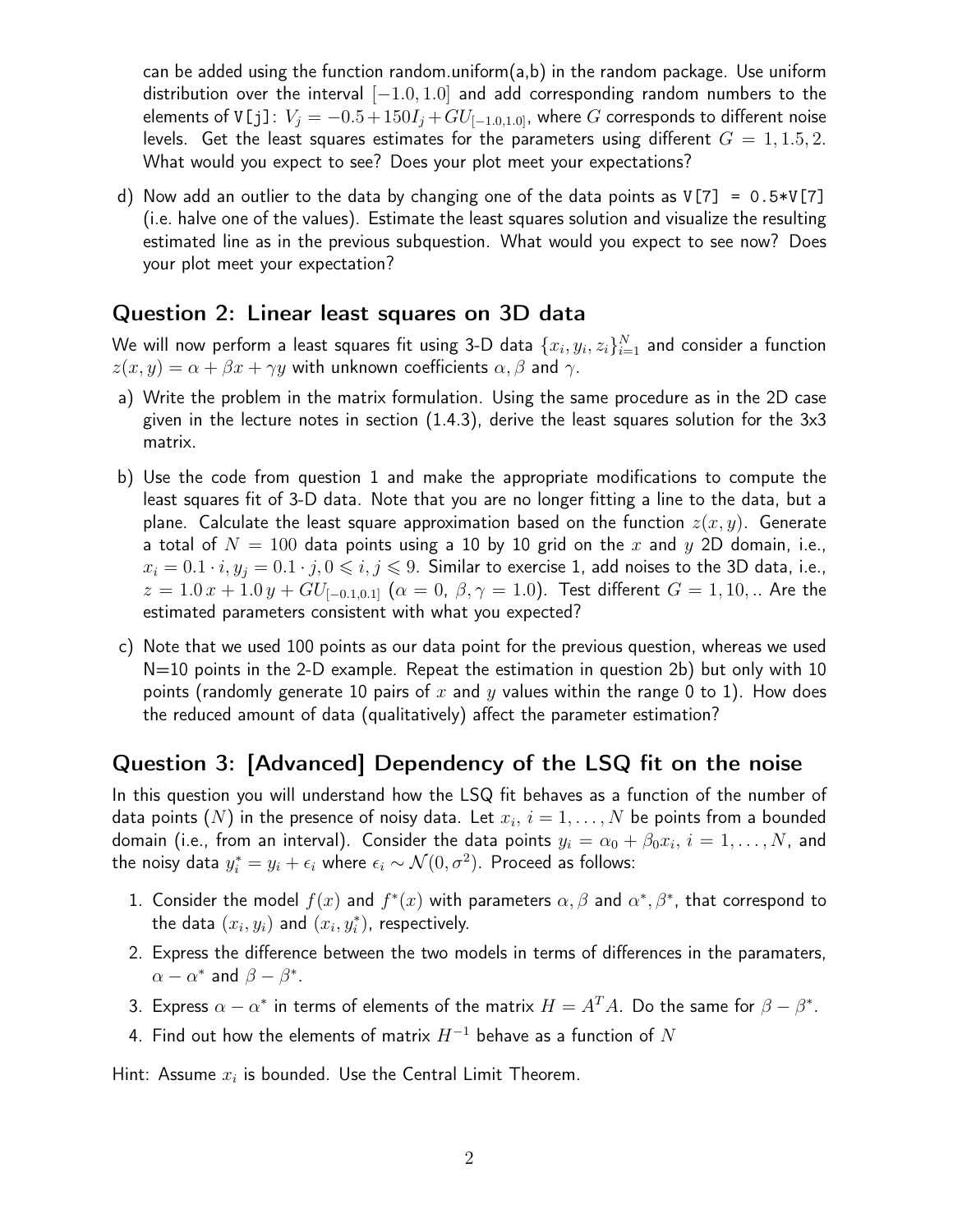can be added using the function random.uniform(a,b) in the random package. Use uniform distribution over the interval $[-1.0, 1.0]$ and add corresponding random numbers to the elements of V[j]: $V_j = -0.5 + 150I_j + GU_{[-1.0,1.0]}$, where $G$ corresponds to different noise levels. Get the least squares estimates for the parameters using different $G = 1, 1.5, 2$. What would you expect to see? Does your plot meet your expectations?

d) Now add an outlier to the data by changing one of the data points as V[7] = 0.5*V[7] (i.e. halve one of the values). Estimate the least squares solution and visualize the resulting estimated line as in the previous subquestion. What would you expect to see now? Does your plot meet your expectation?

## Question 2: Linear least squares on 3D data

We will now perform a least squares fit using 3-D data $\{x_i, y_i, z_i\}_{i=1}^N$ and consider a function $z(x, y) = \alpha + \beta x + \gamma y$ with unknown coefficients $\alpha, \beta$ and $\gamma$.

a) Write the problem in the matrix formulation. Using the same procedure as in the 2D case given in the lecture notes in section (1.4.3), derive the least squares solution for the 3x3 matrix.

b) Use the code from question 1 and make the appropriate modifications to compute the least squares fit of 3-D data. Note that you are no longer fitting a line to the data, but a plane. Calculate the least square approximation based on the function $z(x, y)$. Generate a total of $N = 100$ data points using a 10 by 10 grid on the $x$ and $y$ 2D domain, i.e., $x_i = 0.1 \cdot i, y_j = 0.1 \cdot j, 0 \leqslant i, j \leqslant 9$. Similar to exercise 1, add noises to the 3D data, i.e., $z = 1.0\,x + 1.0\,y + GU_{[-0.1,0.1]}$ ($\alpha = 0,\ \beta, \gamma = 1.0$). Test different $G = 1, 10, ..$ Are the estimated parameters consistent with what you expected?

c) Note that we used 100 points as our data point for the previous question, whereas we used N=10 points in the 2-D example. Repeat the estimation in question 2b) but only with 10 points (randomly generate 10 pairs of $x$ and $y$ values within the range 0 to 1). How does the reduced amount of data (qualitatively) affect the parameter estimation?

## Question 3: [Advanced] Dependency of the LSQ fit on the noise

In this question you will understand how the LSQ fit behaves as a function of the number of data points ($N$) in the presence of noisy data. Let $x_i$, $i = 1, \ldots, N$ be points from a bounded domain (i.e., from an interval). Consider the data points $y_i = \alpha_0 + \beta_0 x_i$, $i = 1, \ldots, N$, and the noisy data $y_i^* = y_i + \epsilon_i$ where $\epsilon_i \sim \mathcal{N}(0, \sigma^2)$. Proceed as follows:

1. Consider the model $f(x)$ and $f^*(x)$ with parameters $\alpha, \beta$ and $\alpha^*, \beta^*$, that correspond to the data $(x_i, y_i)$ and $(x_i, y_i^*)$, respectively.
2. Express the difference between the two models in terms of differences in the paramaters, $\alpha - \alpha^*$ and $\beta - \beta^*$.
3. Express $\alpha - \alpha^*$ in terms of elements of the matrix $H = A^T A$. Do the same for $\beta - \beta^*$.
4. Find out how the elements of matrix $H^{-1}$ behave as a function of $N$

Hint: Assume $x_i$ is bounded. Use the Central Limit Theorem.